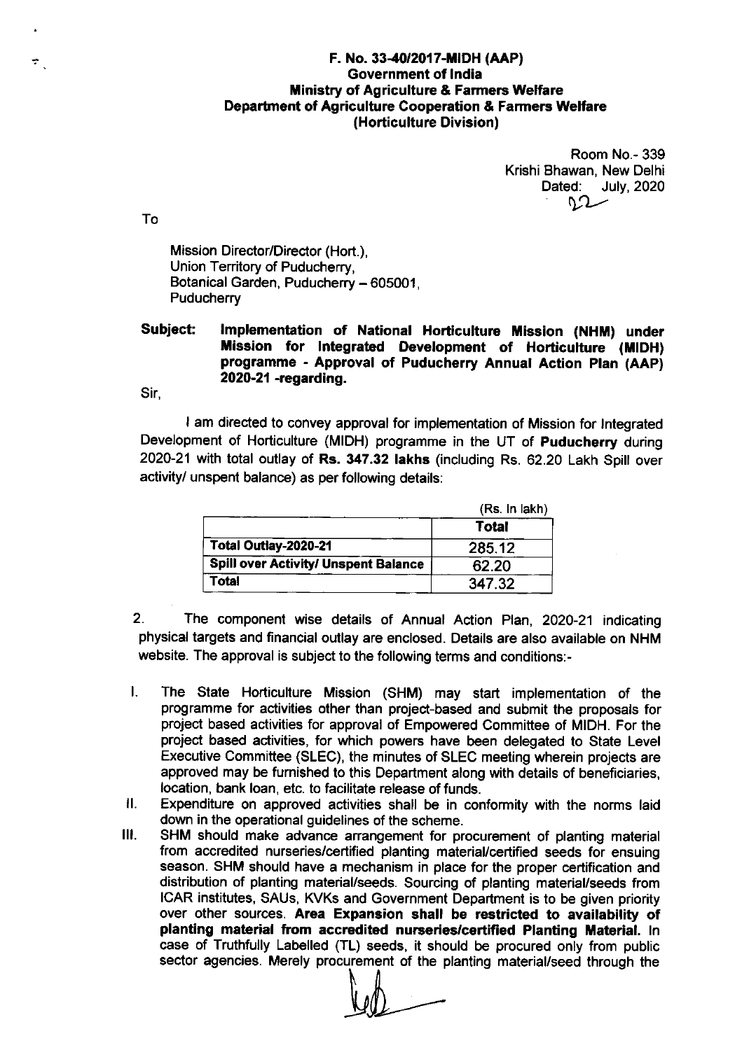**F. No. 33-40/2017-MIDH (AAP)**
**Government of India**
**Ministry of Agriculture & Farmers Welfare**
**Department of Agriculture Cooperation & Farmers Welfare**
**(Horticulture Division)**

Room No.- 339
Krishi Bhawan, New Delhi
Dated: 22 July, 2020

To

Mission Director/Director (Hort.),
Union Territory of Puducherry,
Botanical Garden, Puducherry – 605001,
Puducherry

**Subject: Implementation of National Horticulture Mission (NHM) under Mission for Integrated Development of Horticulture (MIDH) programme - Approval of Puducherry Annual Action Plan (AAP) 2020-21 -regarding.**

Sir,

I am directed to convey approval for implementation of Mission for Integrated Development of Horticulture (MIDH) programme in the UT of **Puducherry** during 2020-21 with total outlay of **Rs. 347.32 lakhs** (including Rs. 62.20 Lakh Spill over activity/ unspent balance) as per following details:

(Rs. In lakh)

| | Total |
|---|---|
| **Total Outlay-2020-21** | 285.12 |
| **Spill over Activity/ Unspent Balance** | 62.20 |
| **Total** | 347.32 |

2. The component wise details of Annual Action Plan, 2020-21 indicating physical targets and financial outlay are enclosed. Details are also available on NHM website. The approval is subject to the following terms and conditions:-

I. The State Horticulture Mission (SHM) may start implementation of the programme for activities other than project-based and submit the proposals for project based activities for approval of Empowered Committee of MIDH. For the project based activities, for which powers have been delegated to State Level Executive Committee (SLEC), the minutes of SLEC meeting wherein projects are approved may be furnished to this Department along with details of beneficiaries, location, bank loan, etc. to facilitate release of funds.

II. Expenditure on approved activities shall be in conformity with the norms laid down in the operational guidelines of the scheme.

III. SHM should make advance arrangement for procurement of planting material from accredited nurseries/certified planting material/certified seeds for ensuing season. SHM should have a mechanism in place for the proper certification and distribution of planting material/seeds. Sourcing of planting material/seeds from ICAR institutes, SAUs, KVKs and Government Department is to be given priority over other sources. **Area Expansion shall be restricted to availability of planting material from accredited nurseries/certified Planting Material.** In case of Truthfully Labelled (TL) seeds, it should be procured only from public sector agencies. Merely procurement of the planting material/seed through the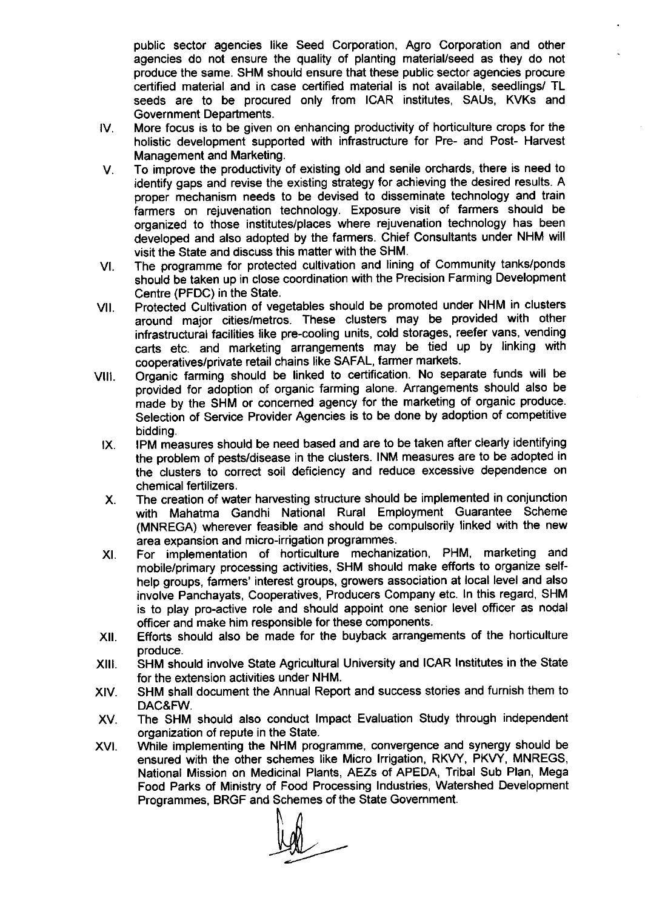public sector agencies like Seed Corporation, Agro Corporation and other agencies do not ensure the quality of planting material/seed as they do not produce the same. SHM should ensure that these public sector agencies procure certified material and in case certified material is not available, seedlings/ TL seeds are to be procured only from ICAR institutes, SAUs, KVKs and Government Departments.

IV. More focus is to be given on enhancing productivity of horticulture crops for the holistic development supported with infrastructure for Pre- and Post- Harvest Management and Marketing.

V. To improve the productivity of existing old and senile orchards, there is need to identify gaps and revise the existing strategy for achieving the desired results. A proper mechanism needs to be devised to disseminate technology and train farmers on rejuvenation technology. Exposure visit of farmers should be organized to those institutes/places where rejuvenation technology has been developed and also adopted by the farmers. Chief Consultants under NHM will visit the State and discuss this matter with the SHM.

VI. The programme for protected cultivation and lining of Community tanks/ponds should be taken up in close coordination with the Precision Farming Development Centre (PFDC) in the State.

VII. Protected Cultivation of vegetables should be promoted under NHM in clusters around major cities/metros. These clusters may be provided with other infrastructural facilities like pre-cooling units, cold storages, reefer vans, vending carts etc. and marketing arrangements may be tied up by linking with cooperatives/private retail chains like SAFAL, farmer markets.

VIII. Organic farming should be linked to certification. No separate funds will be provided for adoption of organic farming alone. Arrangements should also be made by the SHM or concerned agency for the marketing of organic produce. Selection of Service Provider Agencies is to be done by adoption of competitive bidding.

IX. IPM measures should be need based and are to be taken after clearly identifying the problem of pests/disease in the clusters. INM measures are to be adopted in the clusters to correct soil deficiency and reduce excessive dependence on chemical fertilizers.

X. The creation of water harvesting structure should be implemented in conjunction with Mahatma Gandhi National Rural Employment Guarantee Scheme (MNREGA) wherever feasible and should be compulsorily linked with the new area expansion and micro-irrigation programmes.

XI. For implementation of horticulture mechanization, PHM, marketing and mobile/primary processing activities, SHM should make efforts to organize self-help groups, farmers' interest groups, growers association at local level and also involve Panchayats, Cooperatives, Producers Company etc. In this regard, SHM is to play pro-active role and should appoint one senior level officer as nodal officer and make him responsible for these components.

XII. Efforts should also be made for the buyback arrangements of the horticulture produce.

XIII. SHM should involve State Agricultural University and ICAR Institutes in the State for the extension activities under NHM.

XIV. SHM shall document the Annual Report and success stories and furnish them to DAC&FW.

XV. The SHM should also conduct Impact Evaluation Study through independent organization of repute in the State.

XVI. While implementing the NHM programme, convergence and synergy should be ensured with the other schemes like Micro Irrigation, RKVY, PKVY, MNREGS, National Mission on Medicinal Plants, AEZs of APEDA, Tribal Sub Plan, Mega Food Parks of Ministry of Food Processing Industries, Watershed Development Programmes, BRGF and Schemes of the State Government.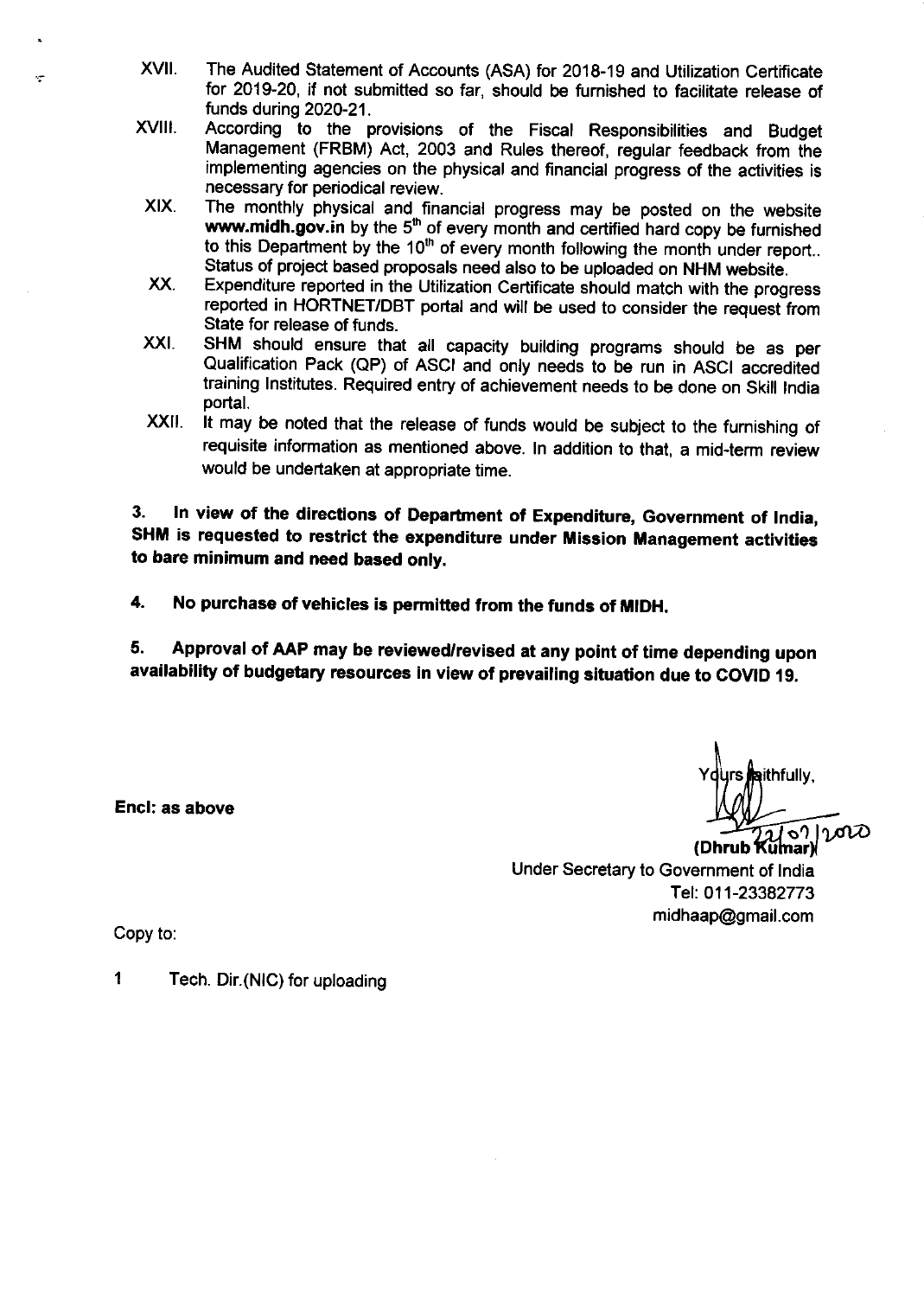XVII. The Audited Statement of Accounts (ASA) for 2018-19 and Utilization Certificate for 2019-20, if not submitted so far, should be furnished to facilitate release of funds during 2020-21.

XVIII. According to the provisions of the Fiscal Responsibilities and Budget Management (FRBM) Act, 2003 and Rules thereof, regular feedback from the implementing agencies on the physical and financial progress of the activities is necessary for periodical review.

XIX. The monthly physical and financial progress may be posted on the website **www.midh.gov.in** by the 5th of every month and certified hard copy be furnished to this Department by the 10th of every month following the month under report.. Status of project based proposals need also to be uploaded on NHM website.

XX. Expenditure reported in the Utilization Certificate should match with the progress reported in HORTNET/DBT portal and will be used to consider the request from State for release of funds.

XXI. SHM should ensure that all capacity building programs should be as per Qualification Pack (QP) of ASCI and only needs to be run in ASCI accredited training Institutes. Required entry of achievement needs to be done on Skill India portal.

XXII. It may be noted that the release of funds would be subject to the furnishing of requisite information as mentioned above. In addition to that, a mid-term review would be undertaken at appropriate time.

**3. In view of the directions of Department of Expenditure, Government of India, SHM is requested to restrict the expenditure under Mission Management activities to bare minimum and need based only.**

**4. No purchase of vehicles is permitted from the funds of MIDH.**

**5. Approval of AAP may be reviewed/revised at any point of time depending upon availability of budgetary resources in view of prevailing situation due to COVID 19.**

Yours faithfully,

22/07/2020

**(Dhrub Kumar)**

Under Secretary to Government of India

Tel: 011-23382773

midhaap@gmail.com

**Encl: as above**

Copy to:

1 Tech. Dir.(NIC) for uploading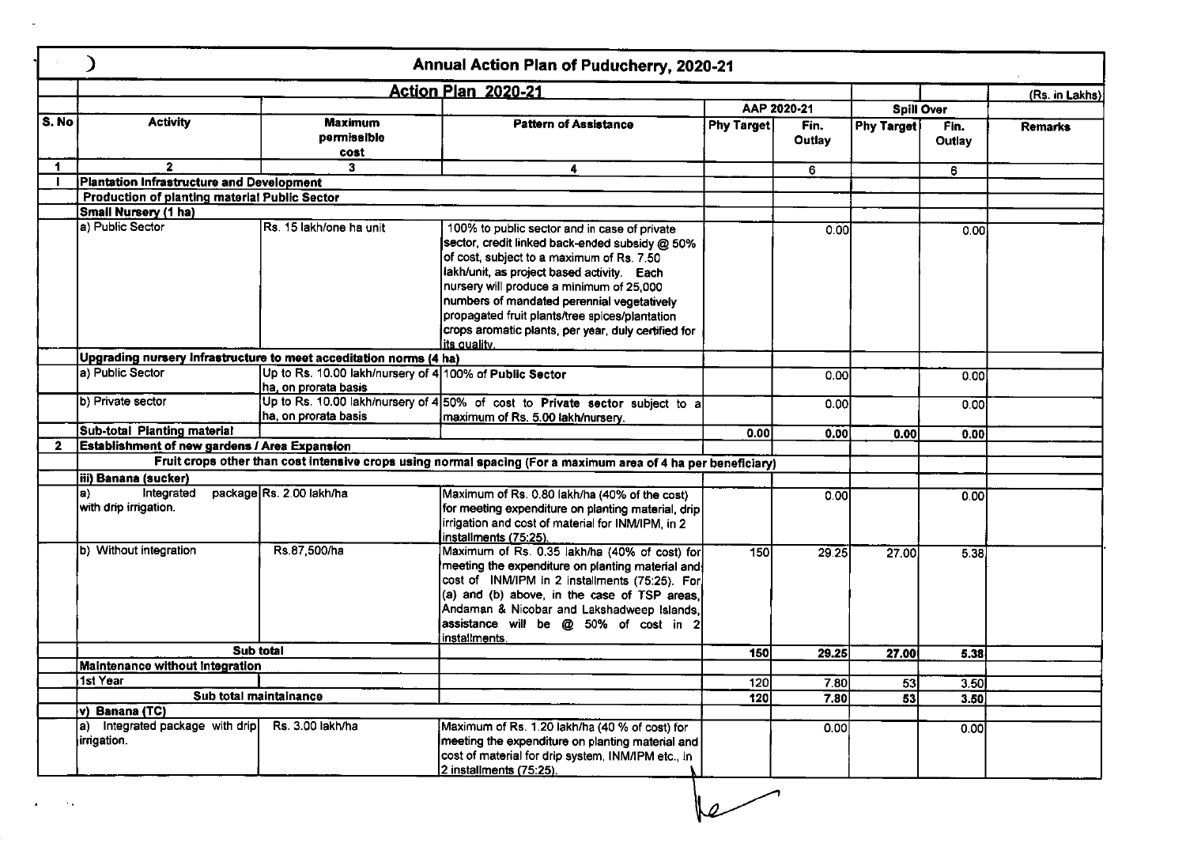# Annual Action Plan of Puducherry, 2020-21

| | Action Plan 2020-21 | | | | | | | (Rs. in Lakhs) |
|---|---|---|---|---|---|---|---|---|
| | | | | AAP 2020-21 | | Spill Over | | |
| S. No | Activity | Maximum permissible cost | Pattern of Assistance | Phy Target | Fin. Outlay | Phy Target | Fin. Outlay | Remarks |
| 1 | 2 | 3 | 4 | | 6 | | 6 | |
| I | **Plantation Infrastructure and Development** | | | | | | | |
| | **Production of planting material Public Sector** | | | | | | | |
| | **Small Nursery (1 ha)** | | | | | | | |
| | a) Public Sector | Rs. 15 lakh/one ha unit | 100% to public sector and in case of private sector, credit linked back-ended subsidy @ 50% of cost, subject to a maximum of Rs. 7.50 lakh/unit, as project based activity. Each nursery will produce a minimum of 25,000 numbers of mandated perennial vegetatively propagated fruit plants/tree spices/plantation crops aromatic plants, per year, duly certified for its quality. | | 0.00 | | 0.00 | |
| | **Upgrading nursery Infrastructure to meet acceditation norms (4 ha)** | | | | | | | |
| | a) Public Sector | Up to Rs. 10.00 lakh/nursery of 4 ha, on prorata basis | 100% of **Public Sector** | | 0.00 | | 0.00 | |
| | b) Private sector | Up to Rs. 10.00 lakh/nursery of 4 ha, on prorata basis | 50% of cost to **Private sector** subject to a maximum of Rs. 5.00 lakh/nursery. | | 0.00 | | 0.00 | |
| | **Sub-total Planting material** | | | 0.00 | 0.00 | 0.00 | 0.00 | |
| 2 | **Establishment of new gardens / Area Expansion** | | | | | | | |
| | | | **Fruit crops other than cost intensive crops using normal spacing (For a maximum area of 4 ha per beneficiary)** | | | | | |
| | **iii) Banana (sucker)** | | | | | | | |
| | a) Integrated package with drip irrigation. | Rs. 2.00 lakh/ha | Maximum of Rs. 0.80 lakh/ha (40% of the cost) for meeting expenditure on planting material, drip irrigation and cost of material for INM/IPM, in 2 installments (75:25). | | 0.00 | | 0.00 | |
| | b) Without integration | Rs.87,500/ha | Maximum of Rs. 0.35 lakh/ha (40% of cost) for meeting the expenditure on planting material and cost of INM/IPM in 2 installments (75:25). For (a) and (b) above, in the case of TSP areas, Andaman & Nicobar and Lakshadweep Islands, assistance will be @ 50% of cost in 2 installments. | 150 | 29.25 | 27.00 | 5.38 | |
| | Sub total | | | 150 | 29.25 | 27.00 | 5.38 | |
| | **Maintenance without Integration** | | | | | | | |
| | 1st Year | | | 120 | 7.80 | 53 | 3.50 | |
| | Sub total maintainance | | | 120 | 7.80 | 53 | 3.50 | |
| | **v) Banana (TC)** | | | | | | | |
| | a) Integrated package with drip irrigation. | Rs. 3.00 lakh/ha | Maximum of Rs. 1.20 lakh/ha (40 % of cost) for meeting the expenditure on planting material and cost of material for drip system, INM/IPM etc., in 2 installments (75:25). | | 0.00 | | 0.00 | |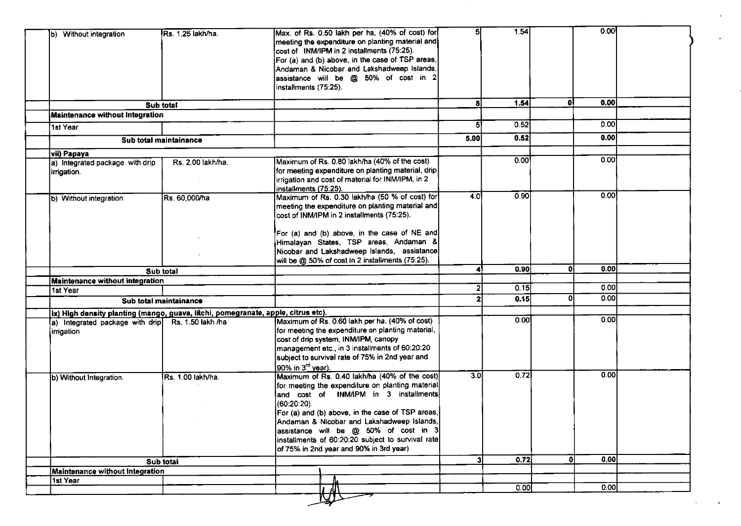| | | | | | | | |
|---|---|---|---|---|---|---|---|
| b) Without integration | Rs. 1.25 lakh/ha. | Max. of Rs. 0.50 lakh per ha, (40% of cost) for meeting the expenditure on planting material and cost of INM/IPM in 2 installments (75:25). For (a) and (b) above, in the case of TSP areas, Andaman & Nicobar and Lakshadweep Islands, assistance will be @ 50% of cost in 2 installments (75:25). | 5 | 1.54 | | 0.00 | |
| **Sub total** | | | **5** | **1.54** | **0** | **0.00** | |
| **Maintenance without Integration** | | | | | | | |
| 1st Year | | | 5 | 0.52 | | 0.00 | |
| **Sub total maintainance** | | | **5.00** | **0.52** | | **0.00** | |
| **vii) Papaya** | | | | | | | |
| a) Integrated package with drip irrigation. | Rs. 2.00 lakh/ha. | Maximum of Rs. 0.80 lakh/ha (40% of the cost) for meeting expenditure on planting material, drip irrigation and cost of material for INM/IPM, in 2 installments (75:25). | | 0.00 | | 0.00 | |
| b) Without integration | Rs. 60,000/ha | Maximum of Rs. 0.30 lakh/ha (50 % of cost) for meeting the expenditure on planting material and cost of INM/IPM in 2 installments (75:25). For (a) and (b) above, in the case of NE and Himalayan States, TSP areas, Andaman & Nicobar and Lakshadweep Islands, assistance will be @ 50% of cost in 2 installments (75:25). | 4.0 | 0.90 | | 0.00 | |
| **Sub total** | | | **4** | **0.90** | **0** | **0.00** | |
| **Maintenance without Integration** | | | | | | | |
| 1st Year | | | 2 | 0.15 | | 0.00 | |
| **Sub total maintainance** | | | **2** | **0.15** | 0 | 0.00 | |
| **ix) High density planting (mango, guava, litchi, pomegranate, apple, citrus etc).** | | | | | | | |
| a) Integrated package with drip irrigation | Rs. 1.50 lakh /ha | Maximum of Rs. 0.60 lakh per ha. (40% of cost) for meeting the expenditure on planting material, cost of drip system, INM/IPM, canopy management etc., in 3 installments of 60:20:20 subject to survival rate of 75% in 2nd year and 90% in 3[rd] year). | | 0.00 | | 0.00 | |
| b) Without Integration. | Rs. 1.00 lakh/ha. | Maximum of Rs. 0.40 lakh/ha (40% of the cost) for meeting the expenditure on planting material and cost of INM/IPM in 3 installments (60:20:20). For (a) and (b) above, in the case of TSP areas, Andaman & Nicobar and Lakshadweep Islands, assistance will be @ 50% of cost in 3 installments of 60:20:20 subject to survival rate of 75% in 2nd year and 90% in 3rd year) | 3.0 | 0.72 | | 0.00 | |
| **Sub total** | | | **3** | **0.72** | **0** | **0.00** | |
| **Maintenance without Integration** | | | | | | | |
| 1st Year | | | | | | | |
| | | | | 0.00 | | 0.00 | |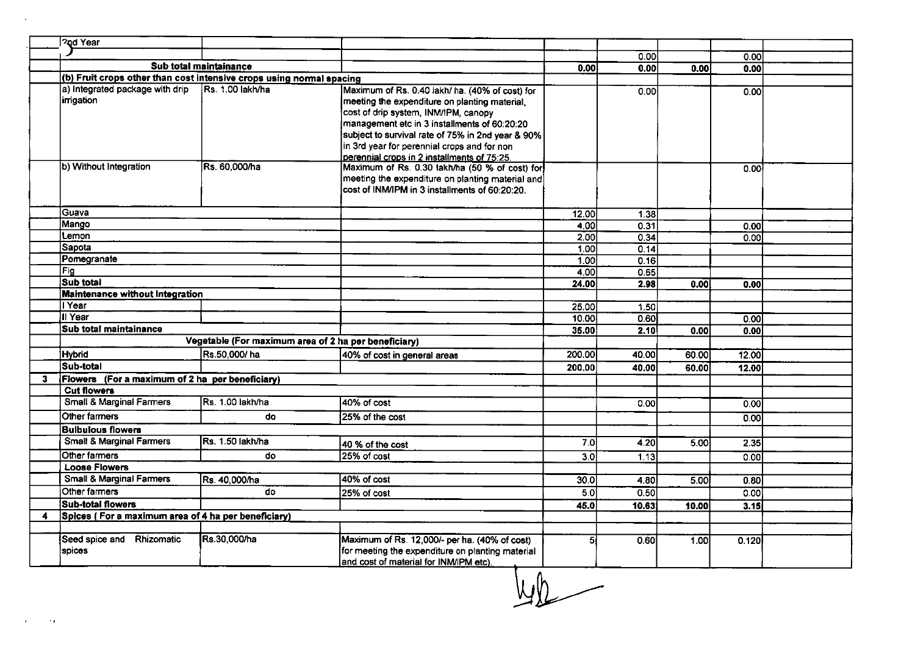| | | | | | | | | |
|---|---|---|---|---|---|---|---|---|
| | 2nd Year | | | | | | | |
| | | | | | 0.00 | | 0.00 | |
| | Sub total maintainance | | | 0.00 | 0.00 | 0.00 | 0.00 | |
| | (b) Fruit crops other than cost intensive crops using normal spacing | | | | | | | |
| | a) Integrated package with drip irrigation | Rs. 1.00 lakh/ha | Maximum of Rs. 0.40 lakh/ ha. (40% of cost) for meeting the expenditure on planting material, cost of drip system, INM/IPM, canopy management etc in 3 installments of 60:20:20 subject to survival rate of 75% in 2nd year & 90% in 3rd year for perennial crops and for non perennial crops in 2 installments of 75:25. | | 0.00 | | 0.00 | |
| | b) Without Integration | Rs. 60,000/ha | Maximum of Rs. 0.30 lakh/ha (50 % of cost) for meeting the expenditure on planting material and cost of INM/IPM in 3 installments of 60:20:20. | | | | 0.00 | |
| | Guava | | | 12.00 | 1.38 | | | |
| | Mango | | | 4.00 | 0.31 | | 0.00 | |
| | Lemon | | | 2.00 | 0.34 | | 0.00 | |
| | Sapota | | | 1.00 | 0.14 | | | |
| | Pomegranate | | | 1.00 | 0.16 | | | |
| | Fig | | | 4.00 | 0.65 | | | |
| | **Sub total** | | | **24.00** | **2.98** | **0.00** | **0.00** | |
| | **Maintenance without Integration** | | | | | | | |
| | I Year | | | 25.00 | 1.50 | | | |
| | II Year | | | 10.00 | 0.60 | | 0.00 | |
| | **Sub total maintainance** | | | **35.00** | **2.10** | **0.00** | **0.00** | |
| | | **Vegetable (For maximum area of 2 ha per beneficiary)** | | | | | | |
| | Hybrid | Rs.50,000/ ha | 40% of cost in general areas | 200.00 | 40.00 | 60.00 | 12.00 | |
| | **Sub-total** | | | **200.00** | **40.00** | **60.00** | **12.00** | |
| **3** | **Flowers (For a maximum of 2 ha per beneficiary)** | | | | | | | |
| | **Cut flowers** | | | | | | | |
| | Small & Marginal Farmers | Rs. 1.00 lakh/ha | 40% of cost | | 0.00 | | 0.00 | |
| | Other farmers | do | 25% of the cost | | | | 0.00 | |
| | **Bulbulous flowers** | | | | | | | |
| | Small & Marginal Farmers | Rs. 1.50 lakh/ha | 40 % of the cost | 7.0 | 4.20 | 5.00 | 2.35 | |
| | Other farmers | do | 25% of cost | 3.0 | 1.13 | | 0.00 | |
| | **Loose Flowers** | | | | | | | |
| | Small & Marginal Farmers | Rs. 40,000/ha | 40% of cost | 30.0 | 4.80 | 5.00 | 0.80 | |
| | Other farmers | do | 25% of cost | 5.0 | 0.50 | | 0.00 | |
| | **Sub-total flowers** | | | **45.0** | **10.63** | **10.00** | **3.15** | |
| **4** | **Spices ( For a maximum area of 4 ha per beneficiary)** | | | | | | | |
| | | | | | | | | |
| | Seed spice and Rhizomatic spices | Rs.30,000/ha | Maximum of Rs. 12,000/- per ha. (40% of cost) for meeting the expenditure on planting material and cost of material for INM/IPM etc). | 5 | 0.60 | 1.00 | 0.120 | |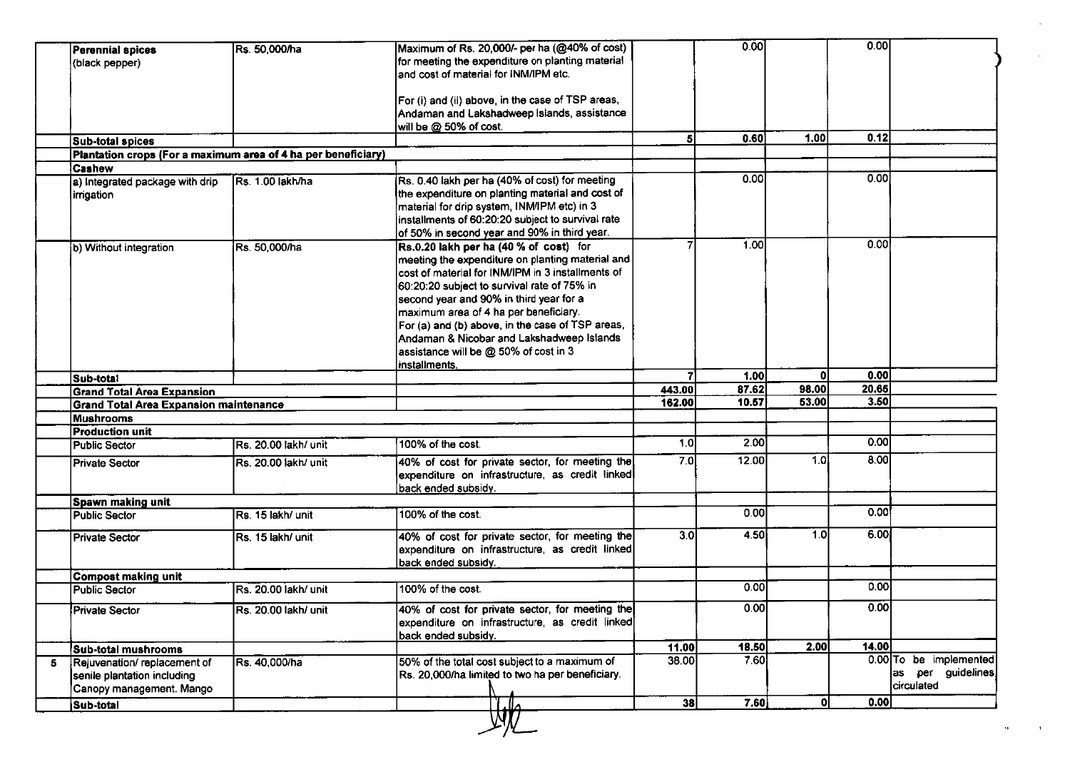| | | | | | | | | |
|---|---|---|---|---|---|---|---|---|
| | Perennial spices (black pepper) | Rs. 50,000/ha | Maximum of Rs. 20,000/- per ha (@40% of cost) for meeting the expenditure on planting material and cost of material for INM/IPM etc.<br><br>For (i) and (ii) above, in the case of TSP areas, Andaman and Lakshadweep Islands, assistance will be @ 50% of cost. | | 0.00 | | 0.00 | |
| | **Sub-total spices** | | | 5 | 0.60 | 1.00 | 0.12 | |
| | **Plantation crops (For a maximum area of 4 ha per beneficiary)** | | | | | | | |
| | **Cashew** | | | | | | | |
| | a) Integrated package with drip irrigation | Rs. 1.00 lakh/ha | Rs. 0.40 lakh per ha (40% of cost) for meeting the expenditure on planting material and cost of material for drip system, INM/IPM etc) in 3 installments of 60:20:20 subject to survival rate of 50% in second year and 90% in third year. | | 0.00 | | 0.00 | |
| | b) Without integration | Rs. 50,000/ha | **Rs.0.20 lakh per ha (40 % of cost)** for meeting the expenditure on planting material and cost of material for INM/IPM in 3 installments of 60:20:20 subject to survival rate of 75% in second year and 90% in third year for a maximum area of 4 ha per beneficiary.<br>For (a) and (b) above, in the case of TSP areas, Andaman & Nicobar and Lakshadweep Islands assistance will be @ 50% of cost in 3 installments. | 7 | 1.00 | | 0.00 | |
| | **Sub-total** | | | 7 | 1.00 | 0 | 0.00 | |
| | **Grand Total Area Expansion** | | | 443.00 | 87.62 | 98.00 | 20.65 | |
| | **Grand Total Area Expansion maintenance** | | | 162.00 | 10.57 | 53.00 | 3.50 | |
| | **Mushrooms** | | | | | | | |
| | **Production unit** | | | | | | | |
| | Public Sector | Rs. 20.00 lakh/ unit | 100% of the cost. | 1.0 | 2.00 | | 0.00 | |
| | Private Sector | Rs. 20.00 lakh/ unit | 40% of cost for private sector, for meeting the expenditure on infrastructure, as credit linked back ended subsidy. | 7.0 | 12.00 | 1.0 | 8.00 | |
| | **Spawn making unit** | | | | | | | |
| | Public Sector | Rs. 15 lakh/ unit | 100% of the cost. | | 0.00 | | 0.00 | |
| | Private Sector | Rs. 15 lakh/ unit | 40% of cost for private sector, for meeting the expenditure on infrastructure, as credit linked back ended subsidy. | 3.0 | 4.50 | 1.0 | 6.00 | |
| | **Compost making unit** | | | | | | | |
| | Public Sector | Rs. 20.00 lakh/ unit | 100% of the cost. | | 0.00 | | 0.00 | |
| | Private Sector | Rs. 20.00 lakh/ unit | 40% of cost for private sector, for meeting the expenditure on infrastructure, as credit linked back ended subsidy. | | 0.00 | | 0.00 | |
| | **Sub-total mushrooms** | | | 11.00 | 18.50 | 2.00 | 14.00 | |
| 5 | Rejuvenation/ replacement of senile plantation including Canopy management. Mango | Rs. 40,000/ha | 50% of the total cost subject to a maximum of Rs. 20,000/ha limited to two ha per beneficiary. | 38.00 | 7.60 | | 0.00 | To be implemented as per guidelines circulated |
| | **Sub-total** | | | 38 | 7.60 | 0 | 0.00 | |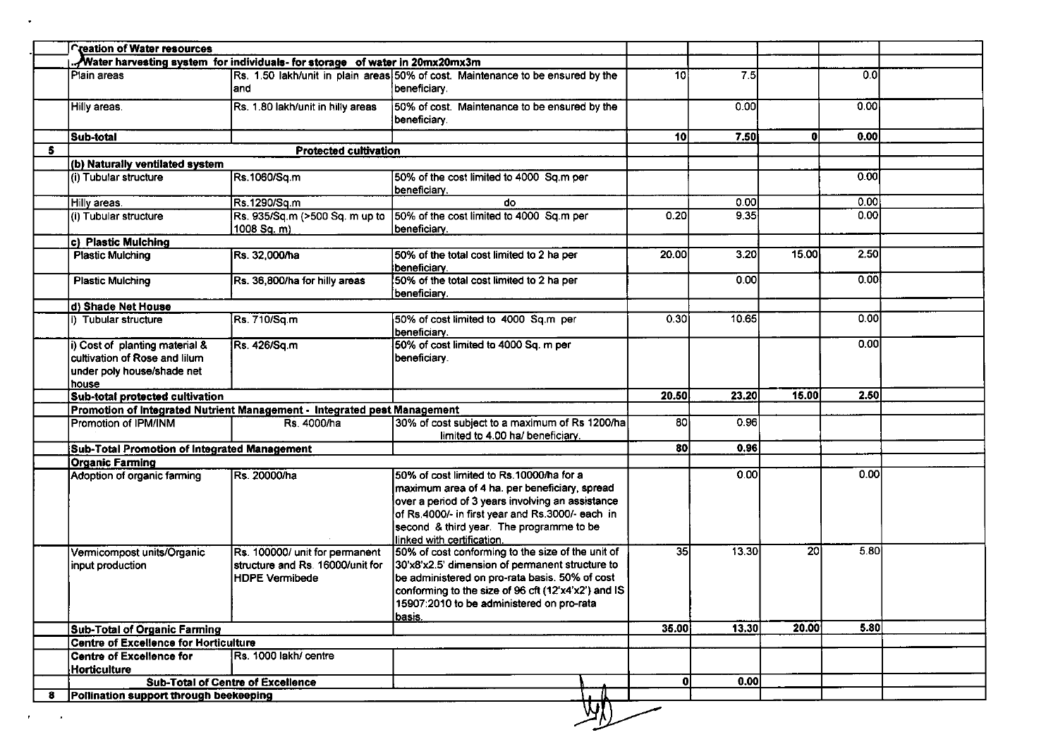| | | | | | | | | |
|---|---|---|---|---|---|---|---|---|
| | Creation of Water resources | | | | | | | |
| | ...Water harvesting system for individuals- for storage of water in 20mx20mx3m | | | | | | | |
| | Plain areas | Rs. 1.50 lakh/unit in plain areas and | 50% of cost. Maintenance to be ensured by the beneficiary. | 10 | 7.5 | | 0.0 | |
| | Hilly areas. | Rs. 1.80 lakh/unit in hilly areas | 50% of cost. Maintenance to be ensured by the beneficiary. | | 0.00 | | 0.00 | |
| | **Sub-total** | | | **10** | **7.50** | **0** | **0.00** | |
| **5** | **Protected cultivation** | | | | | | | |
| | **(b) Naturally ventilated system** | | | | | | | |
| | (i) Tubular structure | Rs.1060/Sq.m | 50% of the cost limited to 4000 Sq.m per beneficiary. | | | | 0.00 | |
| | Hilly areas. | Rs.1290/Sq.m | do | | 0.00 | | 0.00 | |
| | (i) Tubular structure | Rs. 935/Sq.m (>500 Sq. m up to 1008 Sq. m) | 50% of the cost limited to 4000 Sq.m per beneficiary. | 0.20 | 9.35 | | 0.00 | |
| | **c) Plastic Mulching** | | | | | | | |
| | Plastic Mulching | Rs. 32,000/ha | 50% of the total cost limited to 2 ha per beneficiary. | 20.00 | 3.20 | 15.00 | 2.50 | |
| | Plastic Mulching | Rs. 36,800/ha for hilly areas | 50% of the total cost limited to 2 ha per beneficiary. | | 0.00 | | 0.00 | |
| | **d) Shade Net House** | | | | | | | |
| | i) Tubular structure | Rs. 710/Sq.m | 50% of cost limited to 4000 Sq.m per beneficiary. | 0.30 | 10.65 | | 0.00 | |
| | i) Cost of planting material & cultivation of Rose and lilum under poly house/shade net house | Rs. 426/Sq.m | 50% of cost limited to 4000 Sq. m per beneficiary. | | | | 0.00 | |
| | **Sub-total protected cultivation** | | | **20.50** | **23.20** | **15.00** | **2.50** | |
| | **Promotion of Integrated Nutrient Management - Integrated pest Management** | | | | | | | |
| | Promotion of IPM/INM | Rs. 4000/ha | 30% of cost subject to a maximum of Rs 1200/ha limited to 4.00 ha/ beneficiary. | 80 | 0.96 | | | |
| | **Sub-Total Promotion of Integrated Management** | | | **80** | **0.96** | | | |
| | **Organic Farming** | | | | | | | |
| | Adoption of organic farming | Rs. 20000/ha | 50% of cost limited to Rs.10000/ha for a maximum area of 4 ha. per beneficiary, spread over a period of 3 years involving an assistance of Rs.4000/- in first year and Rs.3000/- each in second & third year. The programme to be linked with certification. | | 0.00 | | 0.00 | |
| | Vermicompost units/Organic input production | Rs. 100000/ unit for permanent structure and Rs. 16000/unit for HDPE Vermibede | 50% of cost conforming to the size of the unit of 30'x8'x2.5' dimension of permanent structure to be administered on pro-rata basis. 50% of cost conforming to the size of 96 cft (12'x4'x2') and IS 15907:2010 to be administered on pro-rata basis. | 35 | 13.30 | 20 | 5.80 | |
| | **Sub-Total of Organic Farming** | | | **35.00** | **13.30** | **20.00** | **5.80** | |
| | **Centre of Excellence for Horticulture** | | | | | | | |
| | **Centre of Excellence for Horticulture** | Rs. 1000 lakh/ centre | | | | | | |
| | **Sub-Total of Centre of Excellence** | | | **0** | **0.00** | | | |
| **8** | **Pollination support through beekeeping** | | | | | | | |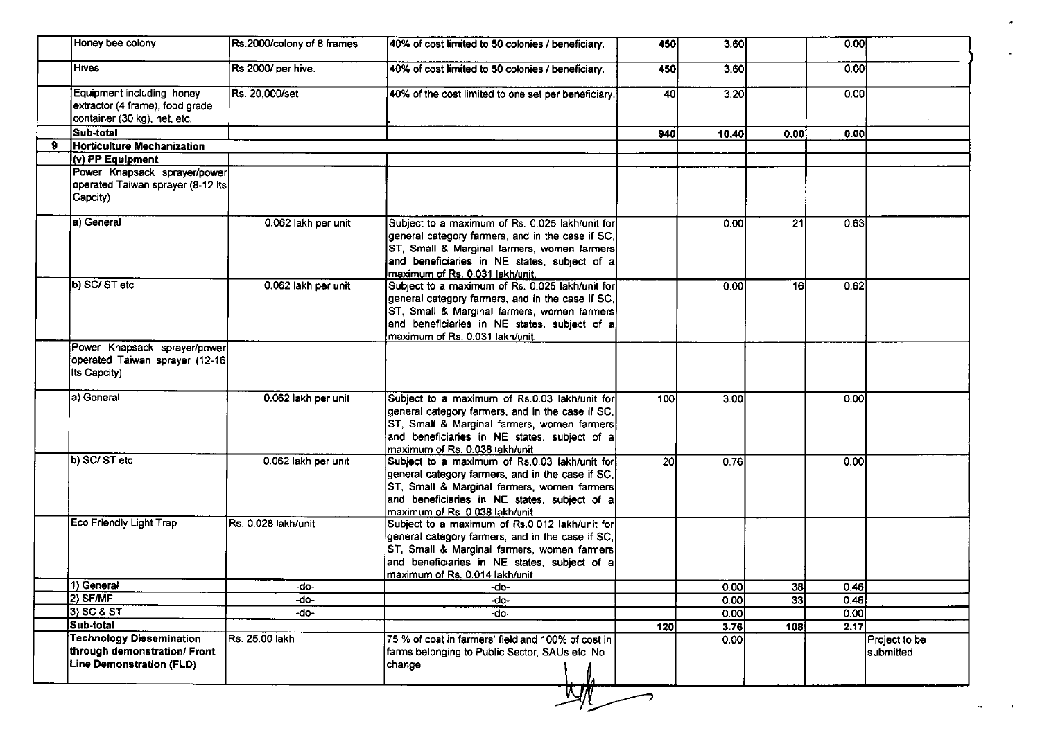| | | | | | | | | |
|---|---|---|---|---|---|---|---|---|
| | Honey bee colony | Rs.2000/colony of 8 frames | 40% of cost limited to 50 colonies / beneficiary. | 450 | 3.60 | | 0.00 | |
| | Hives | Rs 2000/ per hive. | 40% of cost limited to 50 colonies / beneficiary. | 450 | 3.60 | | 0.00 | |
| | Equipment including honey extractor (4 frame), food grade container (30 kg), net, etc. | Rs. 20,000/set | 40% of the cost limited to one set per beneficiary. | 40 | 3.20 | | 0.00 | |
| | **Sub-total** | | | **940** | **10.40** | **0.00** | **0.00** | |
| **9** | **Horticulture Mechanization** | | | | | | | |
| | **(v) PP Equipment** | | | | | | | |
| | Power Knapsack sprayer/power operated Taiwan sprayer (8-12 lts Capcity) | | | | | | | |
| | a) General | 0.062 lakh per unit | Subject to a maximum of Rs. 0.025 lakh/unit for general category farmers, and in the case if SC, ST, Small & Marginal farmers, women farmers and beneficiaries in NE states, subject of a maximum of Rs. 0.031 lakh/unit. | | 0.00 | 21 | 0.63 | |
| | b) SC/ ST etc | 0.062 lakh per unit | Subject to a maximum of Rs. 0.025 lakh/unit for general category farmers, and in the case if SC, ST, Small & Marginal farmers, women farmers and beneficiaries in NE states, subject of a maximum of Rs. 0.031 lakh/unit. | | 0.00 | 16 | 0.62 | |
| | Power Knapsack sprayer/power operated Taiwan sprayer (12-16 lts Capcity) | | | | | | | |
| | a) General | 0.062 lakh per unit | Subject to a maximum of Rs.0.03 lakh/unit for general category farmers, and in the case if SC, ST, Small & Marginal farmers, women farmers and beneficiaries in NE states, subject of a maximum of Rs. 0.038 lakh/unit | 100 | 3.00 | | 0.00 | |
| | b) SC/ ST etc | 0.062 lakh per unit | Subject to a maximum of Rs.0.03 lakh/unit for general category farmers, and in the case if SC, ST, Small & Marginal farmers, women farmers and beneficiaries in NE states, subject of a maximum of Rs. 0.038 lakh/unit | 20 | 0.76 | | 0.00 | |
| | Eco Friendly Light Trap | Rs. 0.028 lakh/unit | Subject to a maximum of Rs.0.012 lakh/unit for general category farmers, and in the case if SC, ST, Small & Marginal farmers, women farmers and beneficiaries in NE states, subject of a maximum of Rs. 0.014 lakh/unit | | | | | |
| | 1) General | -do- | -do- | | 0.00 | 38 | 0.46 | |
| | 2) SF/MF | -do- | -do- | | 0.00 | 33 | 0.46 | |
| | 3) SC & ST | -do- | -do- | | 0.00 | | 0.00 | |
| | **Sub-total** | | | **120** | **3.76** | **108** | **2.17** | |
| | **Technology Dissemination through demonstration/ Front Line Demonstration (FLD)** | Rs. 25.00 lakh | 75 % of cost in farmers' field and 100% of cost in farms belonging to Public Sector, SAUs etc. No change | | 0.00 | | | Project to be submitted |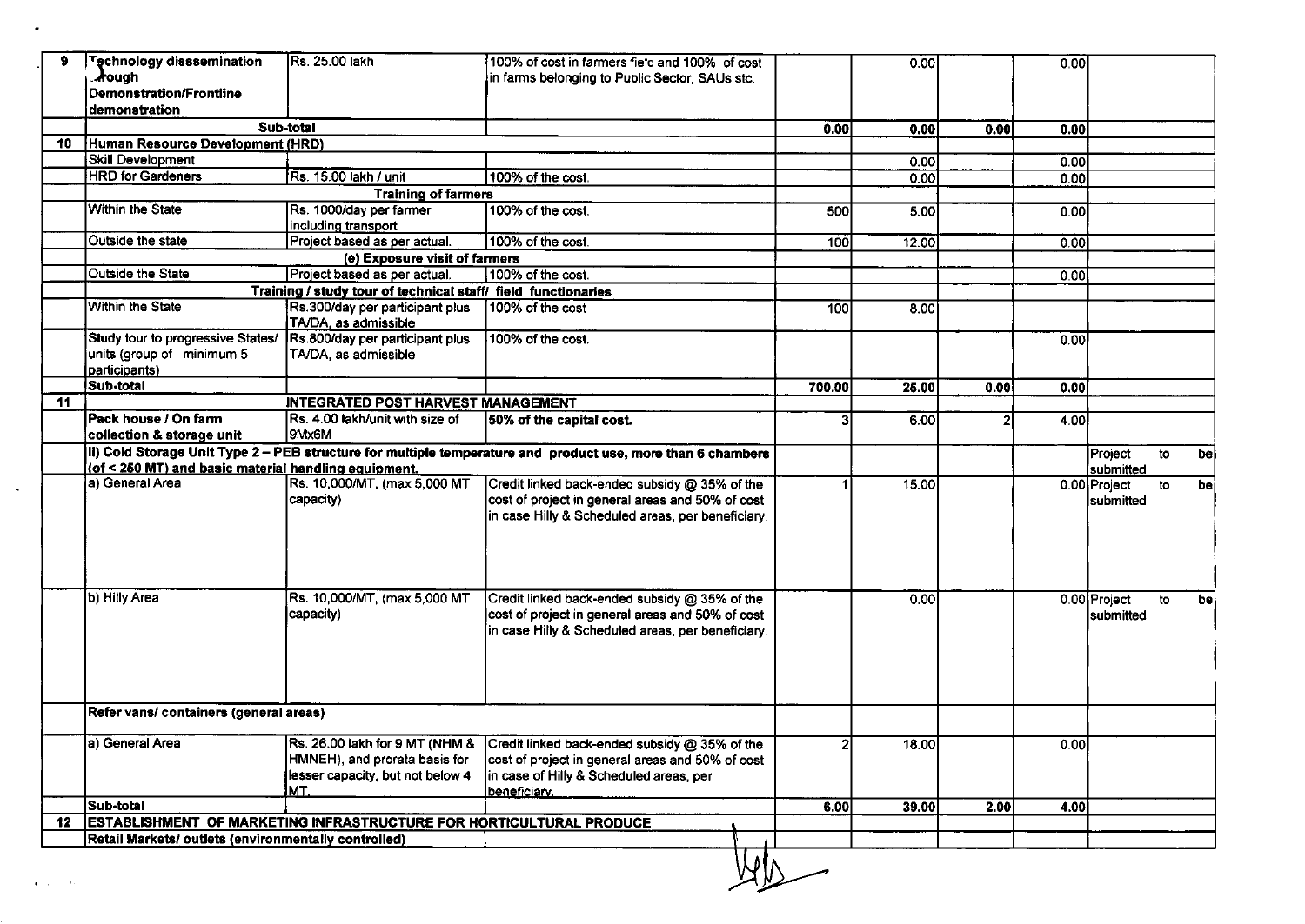| 9 | Technology dissemination through Demonstration/Frontline demonstration | Rs. 25.00 lakh | 100% of cost in farmers field and 100% of cost in farms belonging to Public Sector, SAUs stc. | | 0.00 | | 0.00 | |
|---|---|---|---|---|---|---|---|---|
| | Sub-total | | | 0.00 | 0.00 | 0.00 | 0.00 | |
| 10 | Human Resource Development (HRD) | | | | | | | |
| | Skill Development | | | | 0.00 | | 0.00 | |
| | HRD for Gardeners | Rs. 15.00 lakh / unit | 100% of the cost. | | 0.00 | | 0.00 | |
| | | Training of farmers | | | | | | |
| | Within the State | Rs. 1000/day per farmer including transport | 100% of the cost. | 500 | 5.00 | | 0.00 | |
| | Outside the state | Project based as per actual. | 100% of the cost. | 100 | 12.00 | | 0.00 | |
| | | (e) Exposure visit of farmers | | | | | | |
| | Outside the State | Project based as per actual. | 100% of the cost. | | | | 0.00 | |
| | | Training / study tour of technical staff/ field functionaries | | | | | | |
| | Within the State | Rs.300/day per participant plus TA/DA, as admissible | 100% of the cost | 100 | 8.00 | | | |
| | Study tour to progressive States/ units (group of minimum 5 participants) | Rs.800/day per participant plus TA/DA, as admissible | 100% of the cost. | | | | 0.00 | |
| | Sub-total | | | 700.00 | 25.00 | 0.00 | 0.00 | |
| 11 | | INTEGRATED POST HARVEST MANAGEMENT | | | | | | |
| | Pack house / On farm collection & storage unit | Rs. 4.00 lakh/unit with size of 9Mx6M | 50% of the capital cost. | 3 | 6.00 | 2 | 4.00 | |
| | ii) Cold Storage Unit Type 2 – PEB structure for multiple temperature and product use, more than 6 chambers (of < 250 MT) and basic material handling equipment. | | | | | | | Project to be submitted |
| | a) General Area | Rs. 10,000/MT, (max 5,000 MT capacity) | Credit linked back-ended subsidy @ 35% of the cost of project in general areas and 50% of cost in case Hilly & Scheduled areas, per beneficiary. | 1 | 15.00 | | 0.00 | Project to be submitted |
| | b) Hilly Area | Rs. 10,000/MT, (max 5,000 MT capacity) | Credit linked back-ended subsidy @ 35% of the cost of project in general areas and 50% of cost in case Hilly & Scheduled areas, per beneficiary. | | 0.00 | | 0.00 | Project to be submitted |
| | Refer vans/ containers (general areas) | | | | | | | |
| | a) General Area | Rs. 26.00 lakh for 9 MT (NHM & HMNEH), and prorata basis for lesser capacity, but not below 4 MT. | Credit linked back-ended subsidy @ 35% of the cost of project in general areas and 50% of cost in case of Hilly & Scheduled areas, per beneficiary. | 2 | 18.00 | | 0.00 | |
| | Sub-total | | | 6.00 | 39.00 | 2.00 | 4.00 | |
| 12 | ESTABLISHMENT OF MARKETING INFRASTRUCTURE FOR HORTICULTURAL PRODUCE | | | | | | | |
| | Retail Markets/ outlets (environmentally controlled) | | | | | | | |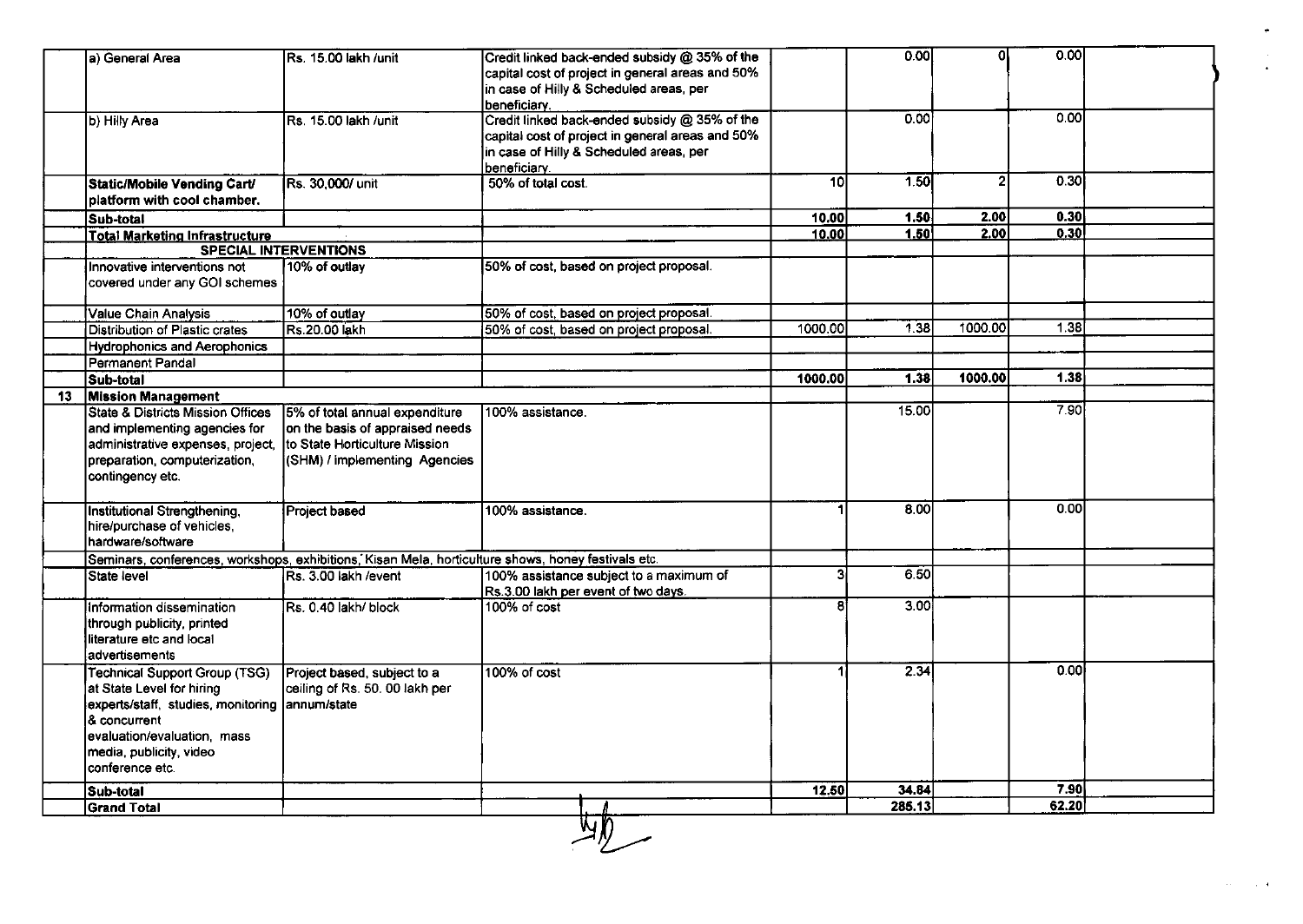| | | | | | | | | |
|---|---|---|---|---|---|---|---|---|
| | a) General Area | Rs. 15.00 lakh /unit | Credit linked back-ended subsidy @ 35% of the capital cost of project in general areas and 50% in case of Hilly & Scheduled areas, per beneficiary. | | 0.00 | 0 | 0.00 | |
| | b) Hilly Area | Rs. 15.00 lakh /unit | Credit linked back-ended subsidy @ 35% of the capital cost of project in general areas and 50% in case of Hilly & Scheduled areas, per beneficiary. | | 0.00 | | 0.00 | |
| | **Static/Mobile Vending Cart/ platform with cool chamber.** | Rs. 30,000/ unit | 50% of total cost. | 10 | 1.50 | 2 | 0.30 | |
| | **Sub-total** | | | **10.00** | **1.50** | **2.00** | **0.30** | |
| | **Total Marketing Infrastructure** | | | **10.00** | **1.50** | **2.00** | **0.30** | |
| | **SPECIAL INTERVENTIONS** | | | | | | | |
| | Innovative interventions not covered under any GOI schemes | 10% of outlay | 50% of cost, based on project proposal. | | | | | |
| | Value Chain Analysis | 10% of outlay | 50% of cost, based on project proposal. | | | | | |
| | Distribution of Plastic crates | Rs.20.00 lakh | 50% of cost, based on project proposal. | 1000.00 | 1.38 | 1000.00 | 1.38 | |
| | Hydrophonics and Aerophonics | | | | | | | |
| | Permanent Pandal | | | | | | | |
| | **Sub-total** | | | **1000.00** | **1.38** | **1000.00** | **1.38** | |
| **13** | **Mission Management** | | | | | | | |
| | State & Districts Mission Offices and implementing agencies for administrative expenses, project, preparation, computerization, contingency etc. | 5% of total annual expenditure on the basis of appraised needs to State Horticulture Mission (SHM) / implementing Agencies | 100% assistance. | | 15.00 | | 7.90 | |
| | Institutional Strengthening, hire/purchase of vehicles, hardware/software | Project based | 100% assistance. | 1 | 8.00 | | 0.00 | |
| | Seminars, conferences, workshops, exhibitions, Kisan Mela, horticulture shows, honey festivals etc. | | | | | | | |
| | State level | Rs. 3.00 lakh /event | 100% assistance subject to a maximum of Rs.3.00 lakh per event of two days. | 3 | 6.50 | | | |
| | Information dissemination through publicity, printed literature etc and local advertisements | Rs. 0.40 lakh/ block | 100% of cost | 8 | 3.00 | | | |
| | Technical Support Group (TSG) at State Level for hiring experts/staff, studies, monitoring & concurrent evaluation/evaluation, mass media, publicity, video conference etc. | Project based, subject to a ceiling of Rs. 50. 00 lakh per annum/state | 100% of cost | 1 | 2.34 | | 0.00 | |
| | **Sub-total** | | | **12.50** | **34.84** | | **7.90** | |
| | **Grand Total** | | | | **285.13** | | **62.20** | |